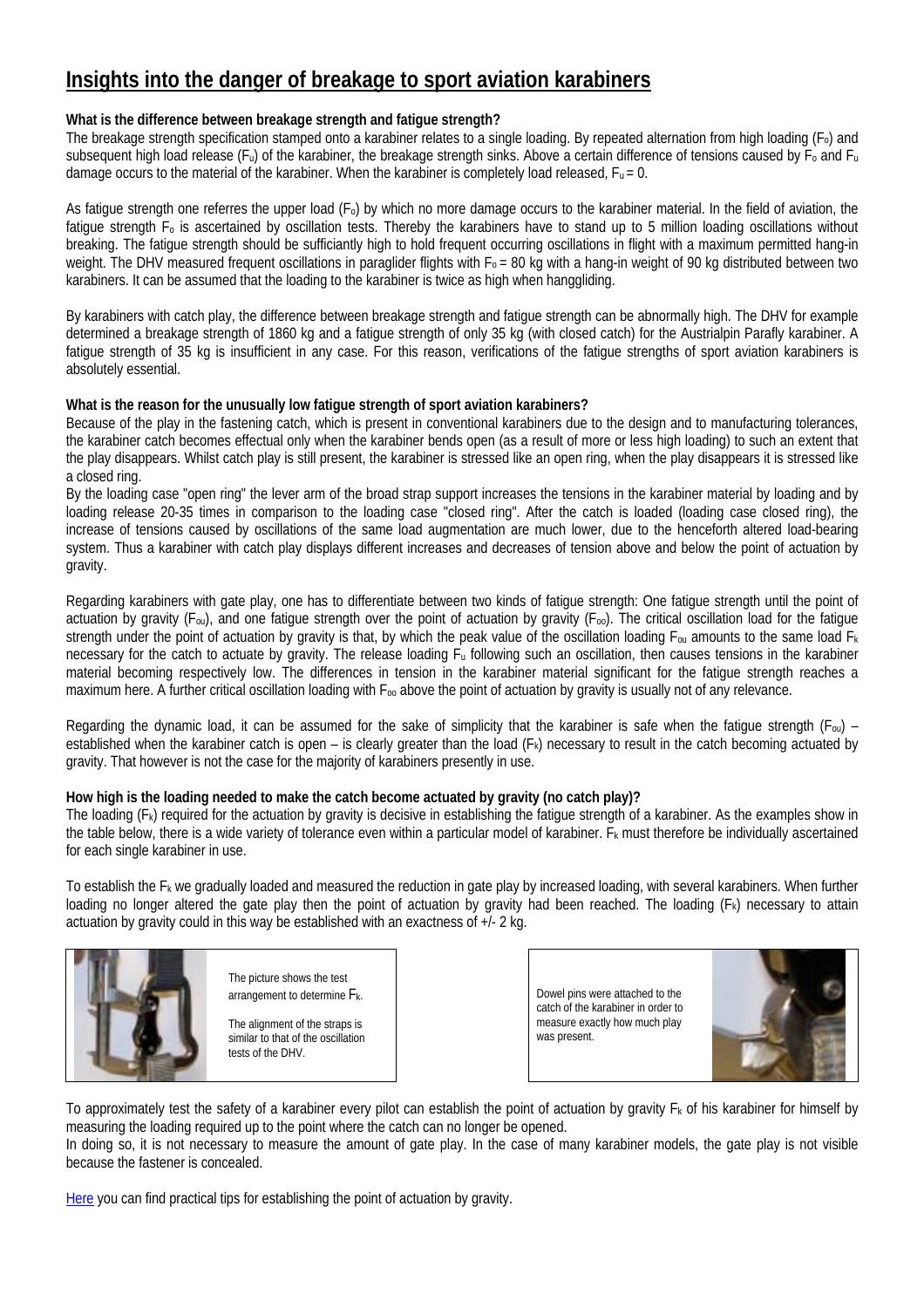# Insights into the danger of breakage to sport aviation karabiners

**What is the difference between breakage strength and fatigue strength?**

The breakage strength specification stamped onto a karabiner relates to a single loading. By repeated alternation from high loading ($F_o$) and subsequent high load release ($F_u$) of the karabiner, the breakage strength sinks. Above a certain difference of tensions caused by $F_o$ and $F_u$ damage occurs to the material of the karabiner. When the karabiner is completely load released, $F_u = 0$.

As fatigue strength one referres the upper load ($F_o$) by which no more damage occurs to the karabiner material. In the field of aviation, the fatigue strength $F_o$ is ascertained by oscillation tests. Thereby the karabiners have to stand up to 5 million loading oscillations without breaking. The fatigue strength should be sufficiantly high to hold frequent occurring oscillations in flight with a maximum permitted hang-in weight. The DHV measured frequent oscillations in paraglider flights with $F_o = 80$ kg with a hang-in weight of 90 kg distributed between two karabiners. It can be assumed that the loading to the karabiner is twice as high when hanggliding.

By karabiners with catch play, the difference between breakage strength and fatigue strength can be abnormally high. The DHV for example determined a breakage strength of 1860 kg and a fatigue strength of only 35 kg (with closed catch) for the Austrialpin Parafly karabiner. A fatigue strength of 35 kg is insufficient in any case. For this reason, verifications of the fatigue strengths of sport aviation karabiners is absolutely essential.

**What is the reason for the unusually low fatigue strength of sport aviation karabiners?**

Because of the play in the fastening catch, which is present in conventional karabiners due to the design and to manufacturing tolerances, the karabiner catch becomes effectual only when the karabiner bends open (as a result of more or less high loading) to such an extent that the play disappears. Whilst catch play is still present, the karabiner is stressed like an open ring, when the play disappears it is stressed like a closed ring.

By the loading case "open ring" the lever arm of the broad strap support increases the tensions in the karabiner material by loading and by loading release 20-35 times in comparison to the loading case "closed ring". After the catch is loaded (loading case closed ring), the increase of tensions caused by oscillations of the same load augmentation are much lower, due to the henceforth altered load-bearing system. Thus a karabiner with catch play displays different increases and decreases of tension above and below the point of actuation by gravity.

Regarding karabiners with gate play, one has to differentiate between two kinds of fatigue strength: One fatigue strength until the point of actuation by gravity ($F_{ou}$), and one fatigue strength over the point of actuation by gravity ($F_{oo}$). The critical oscillation load for the fatigue strength under the point of actuation by gravity is that, by which the peak value of the oscillation loading $F_{ou}$ amounts to the same load $F_k$ necessary for the catch to actuate by gravity. The release loading $F_u$ following such an oscillation, then causes tensions in the karabiner material becoming respectively low. The differences in tension in the karabiner material significant for the fatigue strength reaches a maximum here. A further critical oscillation loading with $F_{oo}$ above the point of actuation by gravity is usually not of any relevance.

Regarding the dynamic load, it can be assumed for the sake of simplicity that the karabiner is safe when the fatigue strength ($F_{ou}$) – established when the karabiner catch is open – is clearly greater than the load ($F_k$) necessary to result in the catch becoming actuated by gravity. That however is not the case for the majority of karabiners presently in use.

**How high is the loading needed to make the catch become actuated by gravity (no catch play)?**

The loading ($F_k$) required for the actuation by gravity is decisive in establishing the fatigue strength of a karabiner. As the examples show in the table below, there is a wide variety of tolerance even within a particular model of karabiner. $F_k$ must therefore be individually ascertained for each single karabiner in use.

To establish the $F_k$ we gradually loaded and measured the reduction in gate play by increased loading, with several karabiners. When further loading no longer altered the gate play then the point of actuation by gravity had been reached. The loading ($F_k$) necessary to attain actuation by gravity could in this way be established with an exactness of +/- 2 kg.

The picture shows the test arrangement to determine $F_k$.

The alignment of the straps is similar to that of the oscillation tests of the DHV.

Dowel pins were attached to the catch of the karabiner in order to measure exactly how much play was present.

To approximately test the safety of a karabiner every pilot can establish the point of actuation by gravity $F_k$ of his karabiner for himself by measuring the loading required up to the point where the catch can no longer be opened.

In doing so, it is not necessary to measure the amount of gate play. In the case of many karabiner models, the gate play is not visible because the fastener is concealed.

Here you can find practical tips for establishing the point of actuation by gravity.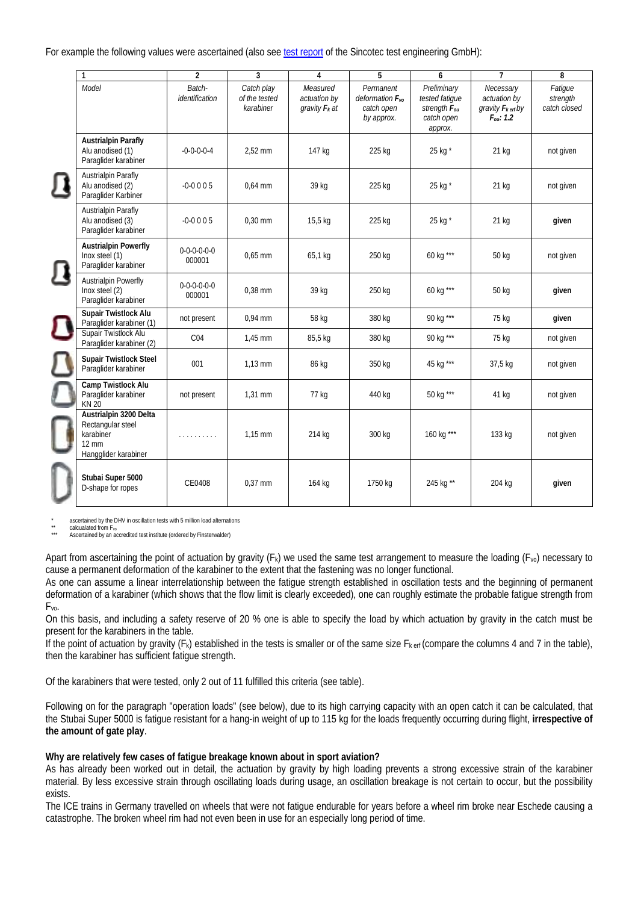For example the following values were ascertained (also see test report of the Sincotec test engineering GmbH):

| 1 | 2 | 3 | 4 | 5 | 6 | 7 | 8 |
|---|---|---|---|---|---|---|---|
| *Model* | *Batch-identification* | *Catch play of the tested karabiner* | *Measured actuation by gravity $F_k$ at* | *Permanent deformation $F_{vo}$ catch open by approx.* | *Preliminary tested fatigue strength $F_{ou}$ catch open approx.* | *Necessary actuation by gravity $F_{k\,erf}$ by $F_{ou}$: 1.2* | *Fatigue strength catch closed* |
| **Austrialpin Parafly** Alu anodised (1) Paraglider karabiner | -0-0-0-0-4 | 2,52 mm | 147 kg | 225 kg | 25 kg * | 21 kg | not given |
| Austrialpin Parafly Alu anodised (2) Paraglider Karbiner | -0-0 0 0 5 | 0,64 mm | 39 kg | 225 kg | 25 kg * | 21 kg | not given |
| Austrialpin Parafly Alu anodised (3) Paraglider karabiner | -0-0 0 0 5 | 0,30 mm | 15,5 kg | 225 kg | 25 kg * | 21 kg | **given** |
| **Austrialpin Powerfly** Inox steel (1) Paraglider karabiner | 0-0-0-0-0-0 000001 | 0,65 mm | 65,1 kg | 250 kg | 60 kg *** | 50 kg | not given |
| Austrialpin Powerfly Inox steel (2) Paraglider karabiner | 0-0-0-0-0-0 000001 | 0,38 mm | 39 kg | 250 kg | 60 kg *** | 50 kg | **given** |
| **Supair Twistlock Alu** Paraglider karabiner (1) | not present | 0,94 mm | 58 kg | 380 kg | 90 kg *** | 75 kg | **given** |
| Supair Twistlock Alu Paraglider karabiner (2) | C04 | 1,45 mm | 85,5 kg | 380 kg | 90 kg *** | 75 kg | not given |
| **Supair Twistlock Steel** Paraglider karabiner | 001 | 1,13 mm | 86 kg | 350 kg | 45 kg *** | 37,5 kg | not given |
| **Camp Twistlock Alu** Paraglider karabiner KN 20 | not present | 1,31 mm | 77 kg | 440 kg | 50 kg *** | 41 kg | not given |
| **Austrialpin 3200 Delta** Rectangular steel karabiner 12 mm Hangglider karabiner | .......... | 1,15 mm | 214 kg | 300 kg | 160 kg *** | 133 kg | not given |
| **Stubai Super 5000** D-shape for ropes | CE0408 | 0,37 mm | 164 kg | 1750 kg | 245 kg ** | 204 kg | **given** |

\* ascertained by the DHV in oscillation tests with 5 million load alternations
\** calcualated from $F_{vo}$
\*** Ascertained by an accredited test institute (ordered by Finsterwalder)

Apart from ascertaining the point of actuation by gravity ($F_k$) we used the same test arrangement to measure the loading ($F_{vo}$) necessary to cause a permanent deformation of the karabiner to the extent that the fastening was no longer functional.
As one can assume a linear interrelationship between the fatigue strength established in oscillation tests and the beginning of permanent deformation of a karabiner (which shows that the flow limit is clearly exceeded), one can roughly estimate the probable fatigue strength from $F_{vo}$.
On this basis, and including a safety reserve of 20 % one is able to specify the load by which actuation by gravity in the catch must be present for the karabiners in the table.
If the point of actuation by gravity ($F_k$) established in the tests is smaller or of the same size $F_{k\,erf}$ (compare the columns 4 and 7 in the table), then the karabiner has sufficient fatigue strength.

Of the karabiners that were tested, only 2 out of 11 fulfilled this criteria (see table).

Following on for the paragraph "operation loads" (see below), due to its high carrying capacity with an open catch it can be calculated, that the Stubai Super 5000 is fatigue resistant for a hang-in weight of up to 115 kg for the loads frequently occurring during flight, **irrespective of the amount of gate play**.

**Why are relatively few cases of fatigue breakage known about in sport aviation?**
As has already been worked out in detail, the actuation by gravity by high loading prevents a strong excessive strain of the karabiner material. By less excessive strain through oscillating loads during usage, an oscillation breakage is not certain to occur, but the possibility exists.
The ICE trains in Germany travelled on wheels that were not fatigue endurable for years before a wheel rim broke near Eschede causing a catastrophe. The broken wheel rim had not even been in use for an especially long period of time.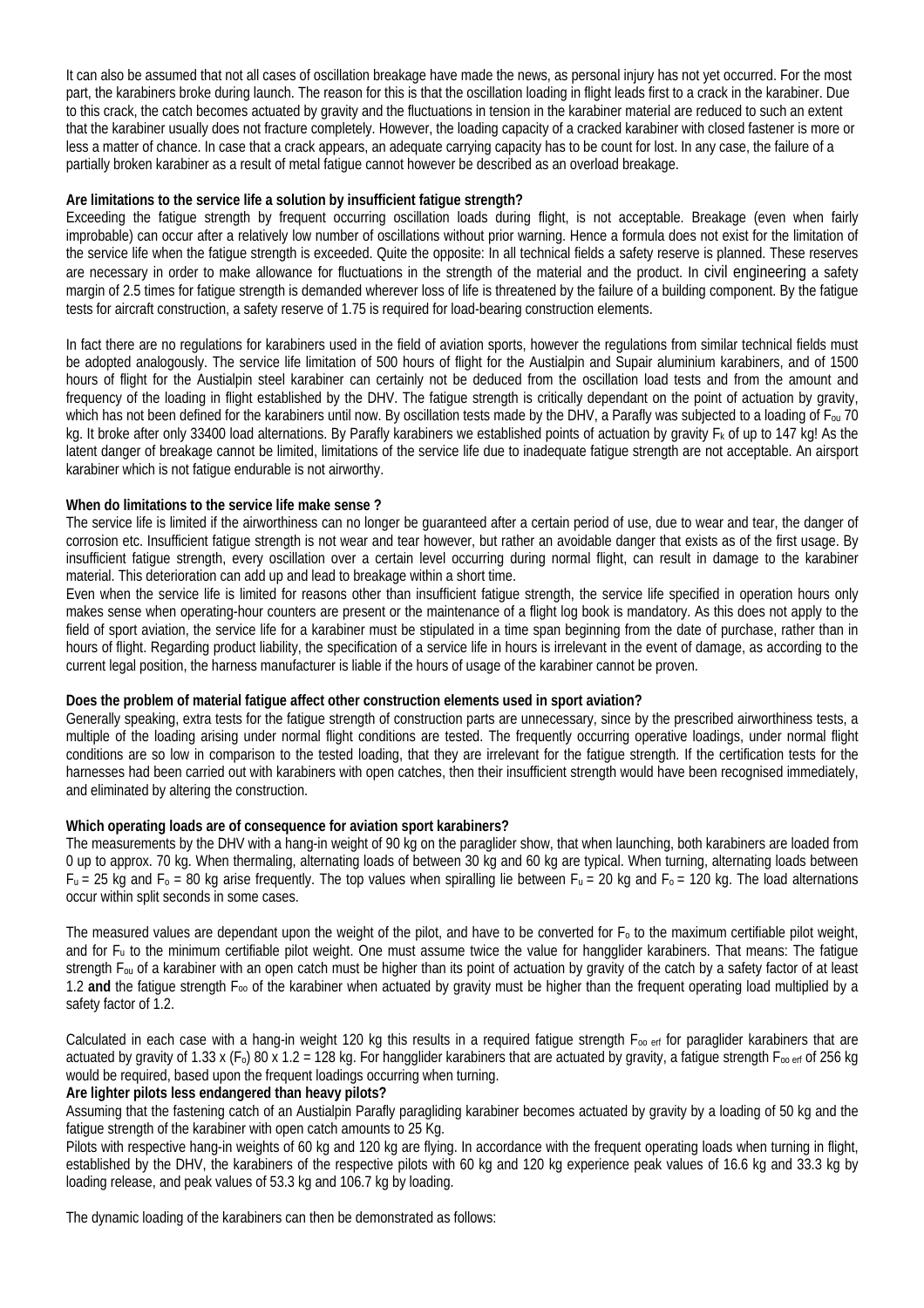It can also be assumed that not all cases of oscillation breakage have made the news, as personal injury has not yet occurred. For the most part, the karabiners broke during launch. The reason for this is that the oscillation loading in flight leads first to a crack in the karabiner. Due to this crack, the catch becomes actuated by gravity and the fluctuations in tension in the karabiner material are reduced to such an extent that the karabiner usually does not fracture completely. However, the loading capacity of a cracked karabiner with closed fastener is more or less a matter of chance. In case that a crack appears, an adequate carrying capacity has to be count for lost. In any case, the failure of a partially broken karabiner as a result of metal fatigue cannot however be described as an overload breakage.

**Are limitations to the service life a solution by insufficient fatigue strength?**

Exceeding the fatigue strength by frequent occurring oscillation loads during flight, is not acceptable. Breakage (even when fairly improbable) can occur after a relatively low number of oscillations without prior warning. Hence a formula does not exist for the limitation of the service life when the fatigue strength is exceeded. Quite the opposite: In all technical fields a safety reserve is planned. These reserves are necessary in order to make allowance for fluctuations in the strength of the material and the product. In civil engineering a safety margin of 2.5 times for fatigue strength is demanded wherever loss of life is threatened by the failure of a building component. By the fatigue tests for aircraft construction, a safety reserve of 1.75 is required for load-bearing construction elements.

In fact there are no regulations for karabiners used in the field of aviation sports, however the regulations from similar technical fields must be adopted analogously. The service life limitation of 500 hours of flight for the Austialpin and Supair aluminium karabiners, and of 1500 hours of flight for the Austialpin steel karabiner can certainly not be deduced from the oscillation load tests and from the amount and frequency of the loading in flight established by the DHV. The fatigue strength is critically dependant on the point of actuation by gravity, which has not been defined for the karabiners until now. By oscillation tests made by the DHV, a Parafly was subjected to a loading of $F_{ou}$ 70 kg. It broke after only 33400 load alternations. By Parafly karabiners we established points of actuation by gravity $F_k$ of up to 147 kg! As the latent danger of breakage cannot be limited, limitations of the service life due to inadequate fatigue strength are not acceptable. An airsport karabiner which is not fatigue endurable is not airworthy.

**When do limitations to the service life make sense ?**

The service life is limited if the airworthiness can no longer be guaranteed after a certain period of use, due to wear and tear, the danger of corrosion etc. Insufficient fatigue strength is not wear and tear however, but rather an avoidable danger that exists as of the first usage. By insufficient fatigue strength, every oscillation over a certain level occurring during normal flight, can result in damage to the karabiner material. This deterioration can add up and lead to breakage within a short time.

Even when the service life is limited for reasons other than insufficient fatigue strength, the service life specified in operation hours only makes sense when operating-hour counters are present or the maintenance of a flight log book is mandatory. As this does not apply to the field of sport aviation, the service life for a karabiner must be stipulated in a time span beginning from the date of purchase, rather than in hours of flight. Regarding product liability, the specification of a service life in hours is irrelevant in the event of damage, as according to the current legal position, the harness manufacturer is liable if the hours of usage of the karabiner cannot be proven.

**Does the problem of material fatigue affect other construction elements used in sport aviation?**

Generally speaking, extra tests for the fatigue strength of construction parts are unnecessary, since by the prescribed airworthiness tests, a multiple of the loading arising under normal flight conditions are tested. The frequently occurring operative loadings, under normal flight conditions are so low in comparison to the tested loading, that they are irrelevant for the fatigue strength. If the certification tests for the harnesses had been carried out with karabiners with open catches, then their insufficient strength would have been recognised immediately, and eliminated by altering the construction.

**Which operating loads are of consequence for aviation sport karabiners?**

The measurements by the DHV with a hang-in weight of 90 kg on the paraglider show, that when launching, both karabiners are loaded from 0 up to approx. 70 kg. When thermaling, alternating loads of between 30 kg and 60 kg are typical. When turning, alternating loads between $F_u$ = 25 kg and $F_o$ = 80 kg arise frequently. The top values when spiralling lie between $F_u$ = 20 kg and $F_o$ = 120 kg. The load alternations occur within split seconds in some cases.

The measured values are dependant upon the weight of the pilot, and have to be converted for $F_o$ to the maximum certifiable pilot weight, and for $F_u$ to the minimum certifiable pilot weight. One must assume twice the value for hangglider karabiners. That means: The fatigue strength $F_{ou}$ of a karabiner with an open catch must be higher than its point of actuation by gravity of the catch by a safety factor of at least 1.2 **and** the fatigue strength $F_{oo}$ of the karabiner when actuated by gravity must be higher than the frequent operating load multiplied by a safety factor of 1.2.

Calculated in each case with a hang-in weight 120 kg this results in a required fatigue strength $F_{oo\ erf}$ for paraglider karabiners that are actuated by gravity of 1.33 x ($F_o$) 80 x 1.2 = 128 kg. For hangglider karabiners that are actuated by gravity, a fatigue strength $F_{oo\ erf}$ of 256 kg would be required, based upon the frequent loadings occurring when turning.

**Are lighter pilots less endangered than heavy pilots?**

Assuming that the fastening catch of an Austialpin Parafly paragliding karabiner becomes actuated by gravity by a loading of 50 kg and the fatigue strength of the karabiner with open catch amounts to 25 Kg.

Pilots with respective hang-in weights of 60 kg and 120 kg are flying. In accordance with the frequent operating loads when turning in flight, established by the DHV, the karabiners of the respective pilots with 60 kg and 120 kg experience peak values of 16.6 kg and 33.3 kg by loading release, and peak values of 53.3 kg and 106.7 kg by loading.

The dynamic loading of the karabiners can then be demonstrated as follows: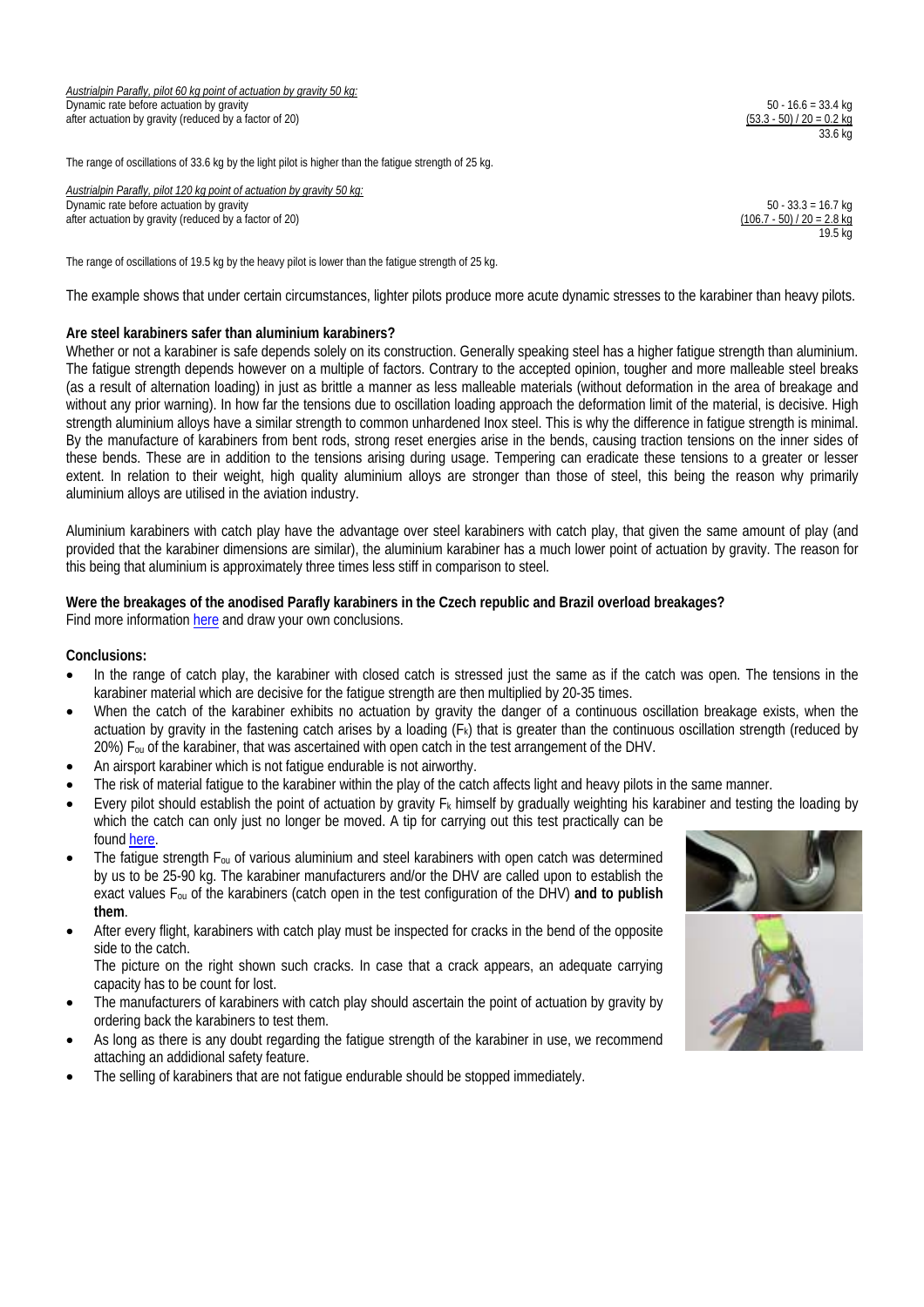*Austrialpin Parafly, pilot 60 kg point of actuation by gravity 50 kg:*

| | |
|---|---|
| Dynamic rate before actuation by gravity | 50 - 16.6 = 33.4 kg |
| after actuation by gravity (reduced by a factor of 20) | (53.3 - 50) / 20 = 0.2 kg |
| | 33.6 kg |

The range of oscillations of 33.6 kg by the light pilot is higher than the fatigue strength of 25 kg.

*Austrialpin Parafly, pilot 120 kg point of actuation by gravity 50 kg:*

| | |
|---|---|
| Dynamic rate before actuation by gravity | 50 - 33.3 = 16.7 kg |
| after actuation by gravity (reduced by a factor of 20) | (106.7 - 50) / 20 = 2.8 kg |
| | 19.5 kg |

The range of oscillations of 19.5 kg by the heavy pilot is lower than the fatigue strength of 25 kg.

The example shows that under certain circumstances, lighter pilots produce more acute dynamic stresses to the karabiner than heavy pilots.

**Are steel karabiners safer than aluminium karabiners?**

Whether or not a karabiner is safe depends solely on its construction. Generally speaking steel has a higher fatigue strength than aluminium. The fatigue strength depends however on a multiple of factors. Contrary to the accepted opinion, tougher and more malleable steel breaks (as a result of alternation loading) in just as brittle a manner as less malleable materials (without deformation in the area of breakage and without any prior warning). In how far the tensions due to oscillation loading approach the deformation limit of the material, is decisive. High strength aluminium alloys have a similar strength to common unhardened Inox steel. This is why the difference in fatigue strength is minimal. By the manufacture of karabiners from bent rods, strong reset energies arise in the bends, causing traction tensions on the inner sides of these bends. These are in addition to the tensions arising during usage. Tempering can eradicate these tensions to a greater or lesser extent. In relation to their weight, high quality aluminium alloys are stronger than those of steel, this being the reason why primarily aluminium alloys are utilised in the aviation industry.

Aluminium karabiners with catch play have the advantage over steel karabiners with catch play, that given the same amount of play (and provided that the karabiner dimensions are similar), the aluminium karabiner has a much lower point of actuation by gravity. The reason for this being that aluminium is approximately three times less stiff in comparison to steel.

**Were the breakages of the anodised Parafly karabiners in the Czech republic and Brazil overload breakages?**

Find more information here and draw your own conclusions.

**Conclusions:**

- In the range of catch play, the karabiner with closed catch is stressed just the same as if the catch was open. The tensions in the karabiner material which are decisive for the fatigue strength are then multiplied by 20-35 times.
- When the catch of the karabiner exhibits no actuation by gravity the danger of a continuous oscillation breakage exists, when the actuation by gravity in the fastening catch arises by a loading ($F_k$) that is greater than the continuous oscillation strength (reduced by 20%) $F_{ou}$ of the karabiner, that was ascertained with open catch in the test arrangement of the DHV.
- An airsport karabiner which is not fatigue endurable is not airworthy.
- The risk of material fatigue to the karabiner within the play of the catch affects light and heavy pilots in the same manner.
- Every pilot should establish the point of actuation by gravity $F_k$ himself by gradually weighting his karabiner and testing the loading by which the catch can only just no longer be moved. A tip for carrying out this test practically can be found here.
- The fatigue strength $F_{ou}$ of various aluminium and steel karabiners with open catch was determined by us to be 25-90 kg. The karabiner manufacturers and/or the DHV are called upon to establish the exact values $F_{ou}$ of the karabiners (catch open in the test configuration of the DHV) **and to publish them**.
- After every flight, karabiners with catch play must be inspected for cracks in the bend of the opposite side to the catch.
  The picture on the right shown such cracks. In case that a crack appears, an adequate carrying capacity has to be count for lost.
- The manufacturers of karabiners with catch play should ascertain the point of actuation by gravity by ordering back the karabiners to test them.
- As long as there is any doubt regarding the fatigue strength of the karabiner in use, we recommend attaching an addidional safety feature.
- The selling of karabiners that are not fatigue endurable should be stopped immediately.